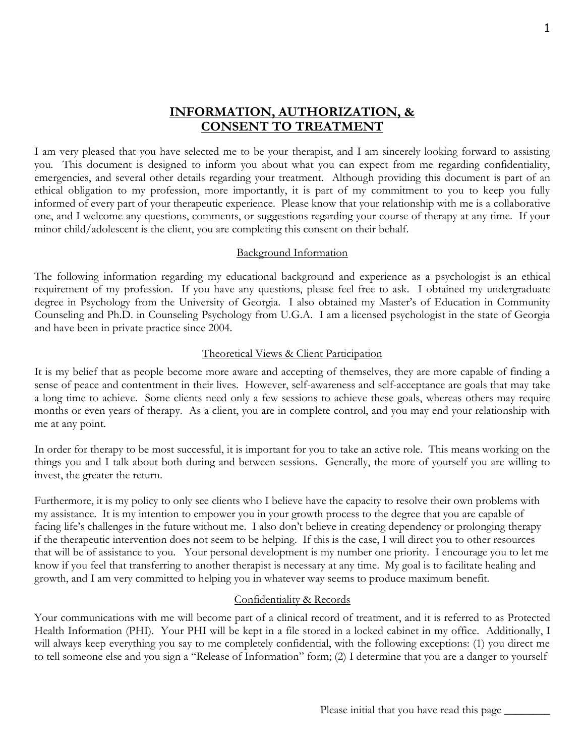# INFORMATION, AUTHORIZATION, & CONSENT TO TREATMENT

I am very pleased that you have selected me to be your therapist, and I am sincerely looking forward to assisting you. This document is designed to inform you about what you can expect from me regarding confidentiality, emergencies, and several other details regarding your treatment. Although providing this document is part of an ethical obligation to my profession, more importantly, it is part of my commitment to you to keep you fully informed of every part of your therapeutic experience. Please know that your relationship with me is a collaborative one, and I welcome any questions, comments, or suggestions regarding your course of therapy at any time. If your minor child/adolescent is the client, you are completing this consent on their behalf.

## Background Information

The following information regarding my educational background and experience as a psychologist is an ethical requirement of my profession. If you have any questions, please feel free to ask. I obtained my undergraduate degree in Psychology from the University of Georgia. I also obtained my Master's of Education in Community Counseling and Ph.D. in Counseling Psychology from U.G.A. I am a licensed psychologist in the state of Georgia and have been in private practice since 2004.

## Theoretical Views & Client Participation

It is my belief that as people become more aware and accepting of themselves, they are more capable of finding a sense of peace and contentment in their lives. However, self-awareness and self-acceptance are goals that may take a long time to achieve. Some clients need only a few sessions to achieve these goals, whereas others may require months or even years of therapy. As a client, you are in complete control, and you may end your relationship with me at any point.

In order for therapy to be most successful, it is important for you to take an active role. This means working on the things you and I talk about both during and between sessions. Generally, the more of yourself you are willing to invest, the greater the return.

Furthermore, it is my policy to only see clients who I believe have the capacity to resolve their own problems with my assistance. It is my intention to empower you in your growth process to the degree that you are capable of facing life's challenges in the future without me. I also don't believe in creating dependency or prolonging therapy if the therapeutic intervention does not seem to be helping. If this is the case, I will direct you to other resources that will be of assistance to you. Your personal development is my number one priority. I encourage you to let me know if you feel that transferring to another therapist is necessary at any time. My goal is to facilitate healing and growth, and I am very committed to helping you in whatever way seems to produce maximum benefit.

## Confidentiality & Records

Your communications with me will become part of a clinical record of treatment, and it is referred to as Protected Health Information (PHI). Your PHI will be kept in a file stored in a locked cabinet in my office. Additionally, I will always keep everything you say to me completely confidential, with the following exceptions: (1) you direct me to tell someone else and you sign a "Release of Information" form; (2) I determine that you are a danger to yourself

Please initial that you have read this page ________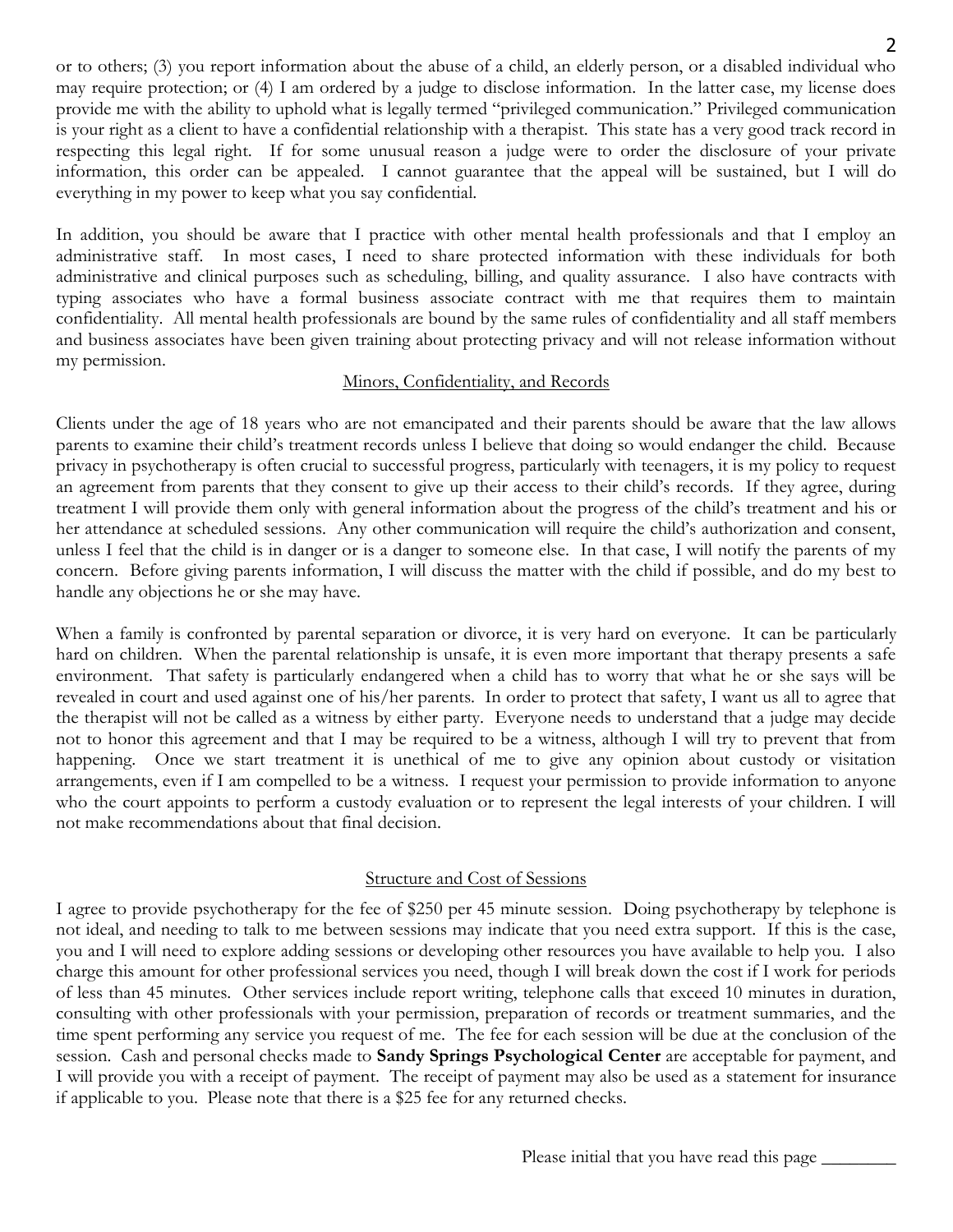or to others; (3) you report information about the abuse of a child, an elderly person, or a disabled individual who may require protection; or (4) I am ordered by a judge to disclose information. In the latter case, my license does provide me with the ability to uphold what is legally termed "privileged communication." Privileged communication is your right as a client to have a confidential relationship with a therapist. This state has a very good track record in respecting this legal right. If for some unusual reason a judge were to order the disclosure of your private information, this order can be appealed. I cannot guarantee that the appeal will be sustained, but I will do everything in my power to keep what you say confidential.

In addition, you should be aware that I practice with other mental health professionals and that I employ an administrative staff. In most cases, I need to share protected information with these individuals for both administrative and clinical purposes such as scheduling, billing, and quality assurance. I also have contracts with typing associates who have a formal business associate contract with me that requires them to maintain confidentiality. All mental health professionals are bound by the same rules of confidentiality and all staff members and business associates have been given training about protecting privacy and will not release information without my permission.

## Minors, Confidentiality, and Records

Clients under the age of 18 years who are not emancipated and their parents should be aware that the law allows parents to examine their child's treatment records unless I believe that doing so would endanger the child. Because privacy in psychotherapy is often crucial to successful progress, particularly with teenagers, it is my policy to request an agreement from parents that they consent to give up their access to their child's records. If they agree, during treatment I will provide them only with general information about the progress of the child's treatment and his or her attendance at scheduled sessions. Any other communication will require the child's authorization and consent, unless I feel that the child is in danger or is a danger to someone else. In that case, I will notify the parents of my concern. Before giving parents information, I will discuss the matter with the child if possible, and do my best to handle any objections he or she may have.

When a family is confronted by parental separation or divorce, it is very hard on everyone. It can be particularly hard on children. When the parental relationship is unsafe, it is even more important that therapy presents a safe environment. That safety is particularly endangered when a child has to worry that what he or she says will be revealed in court and used against one of his/her parents. In order to protect that safety, I want us all to agree that the therapist will not be called as a witness by either party. Everyone needs to understand that a judge may decide not to honor this agreement and that I may be required to be a witness, although I will try to prevent that from happening. Once we start treatment it is unethical of me to give any opinion about custody or visitation arrangements, even if I am compelled to be a witness. I request your permission to provide information to anyone who the court appoints to perform a custody evaluation or to represent the legal interests of your children. I will not make recommendations about that final decision.

## Structure and Cost of Sessions

I agree to provide psychotherapy for the fee of $250 per 45 minute session. Doing psychotherapy by telephone is not ideal, and needing to talk to me between sessions may indicate that you need extra support. If this is the case, you and I will need to explore adding sessions or developing other resources you have available to help you. I also charge this amount for other professional services you need, though I will break down the cost if I work for periods of less than 45 minutes. Other services include report writing, telephone calls that exceed 10 minutes in duration, consulting with other professionals with your permission, preparation of records or treatment summaries, and the time spent performing any service you request of me. The fee for each session will be due at the conclusion of the session. Cash and personal checks made to **Sandy Springs Psychological Center** are acceptable for payment, and I will provide you with a receipt of payment. The receipt of payment may also be used as a statement for insurance if applicable to you. Please note that there is a $25 fee for any returned checks.

Please initial that you have read this page ________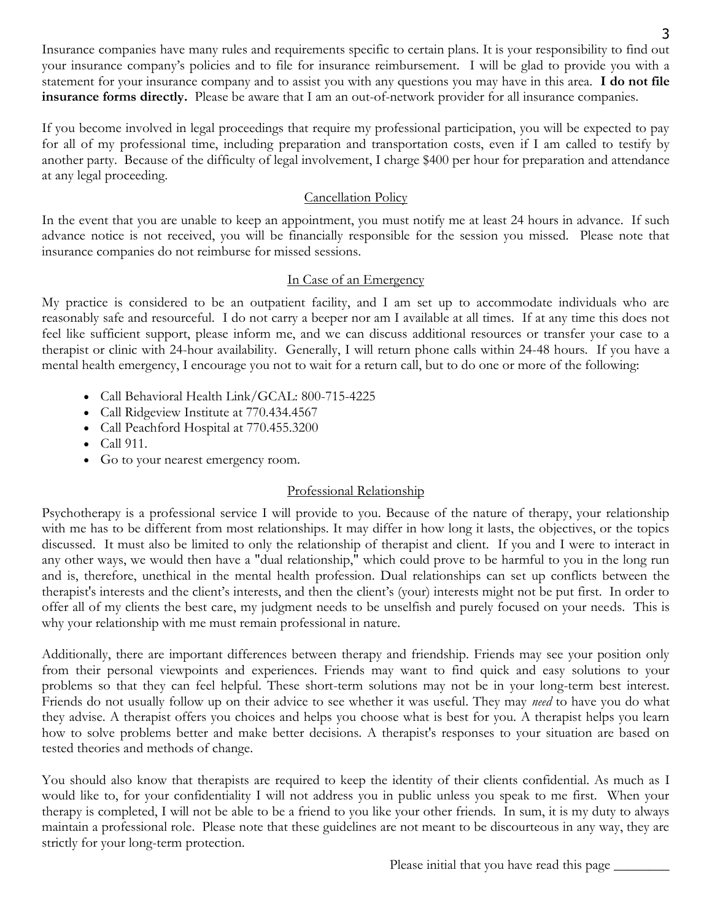Insurance companies have many rules and requirements specific to certain plans. It is your responsibility to find out your insurance company's policies and to file for insurance reimbursement. I will be glad to provide you with a statement for your insurance company and to assist you with any questions you may have in this area. **I do not file insurance forms directly.** Please be aware that I am an out-of-network provider for all insurance companies.

If you become involved in legal proceedings that require my professional participation, you will be expected to pay for all of my professional time, including preparation and transportation costs, even if I am called to testify by another party. Because of the difficulty of legal involvement, I charge $400 per hour for preparation and attendance at any legal proceeding.

## Cancellation Policy

In the event that you are unable to keep an appointment, you must notify me at least 24 hours in advance. If such advance notice is not received, you will be financially responsible for the session you missed. Please note that insurance companies do not reimburse for missed sessions.

## In Case of an Emergency

My practice is considered to be an outpatient facility, and I am set up to accommodate individuals who are reasonably safe and resourceful. I do not carry a beeper nor am I available at all times. If at any time this does not feel like sufficient support, please inform me, and we can discuss additional resources or transfer your case to a therapist or clinic with 24-hour availability. Generally, I will return phone calls within 24-48 hours. If you have a mental health emergency, I encourage you not to wait for a return call, but to do one or more of the following:

- Call Behavioral Health Link/GCAL: 800-715-4225
- Call Ridgeview Institute at 770.434.4567
- Call Peachford Hospital at 770.455.3200
- Call 911.
- Go to your nearest emergency room.

## Professional Relationship

Psychotherapy is a professional service I will provide to you. Because of the nature of therapy, your relationship with me has to be different from most relationships. It may differ in how long it lasts, the objectives, or the topics discussed. It must also be limited to only the relationship of therapist and client. If you and I were to interact in any other ways, we would then have a "dual relationship," which could prove to be harmful to you in the long run and is, therefore, unethical in the mental health profession. Dual relationships can set up conflicts between the therapist's interests and the client's interests, and then the client's (your) interests might not be put first. In order to offer all of my clients the best care, my judgment needs to be unselfish and purely focused on your needs. This is why your relationship with me must remain professional in nature.

Additionally, there are important differences between therapy and friendship. Friends may see your position only from their personal viewpoints and experiences. Friends may want to find quick and easy solutions to your problems so that they can feel helpful. These short-term solutions may not be in your long-term best interest. Friends do not usually follow up on their advice to see whether it was useful. They may *need* to have you do what they advise. A therapist offers you choices and helps you choose what is best for you. A therapist helps you learn how to solve problems better and make better decisions. A therapist's responses to your situation are based on tested theories and methods of change.

You should also know that therapists are required to keep the identity of their clients confidential. As much as I would like to, for your confidentiality I will not address you in public unless you speak to me first. When your therapy is completed, I will not be able to be a friend to you like your other friends. In sum, it is my duty to always maintain a professional role. Please note that these guidelines are not meant to be discourteous in any way, they are strictly for your long-term protection.

Please initial that you have read this page ________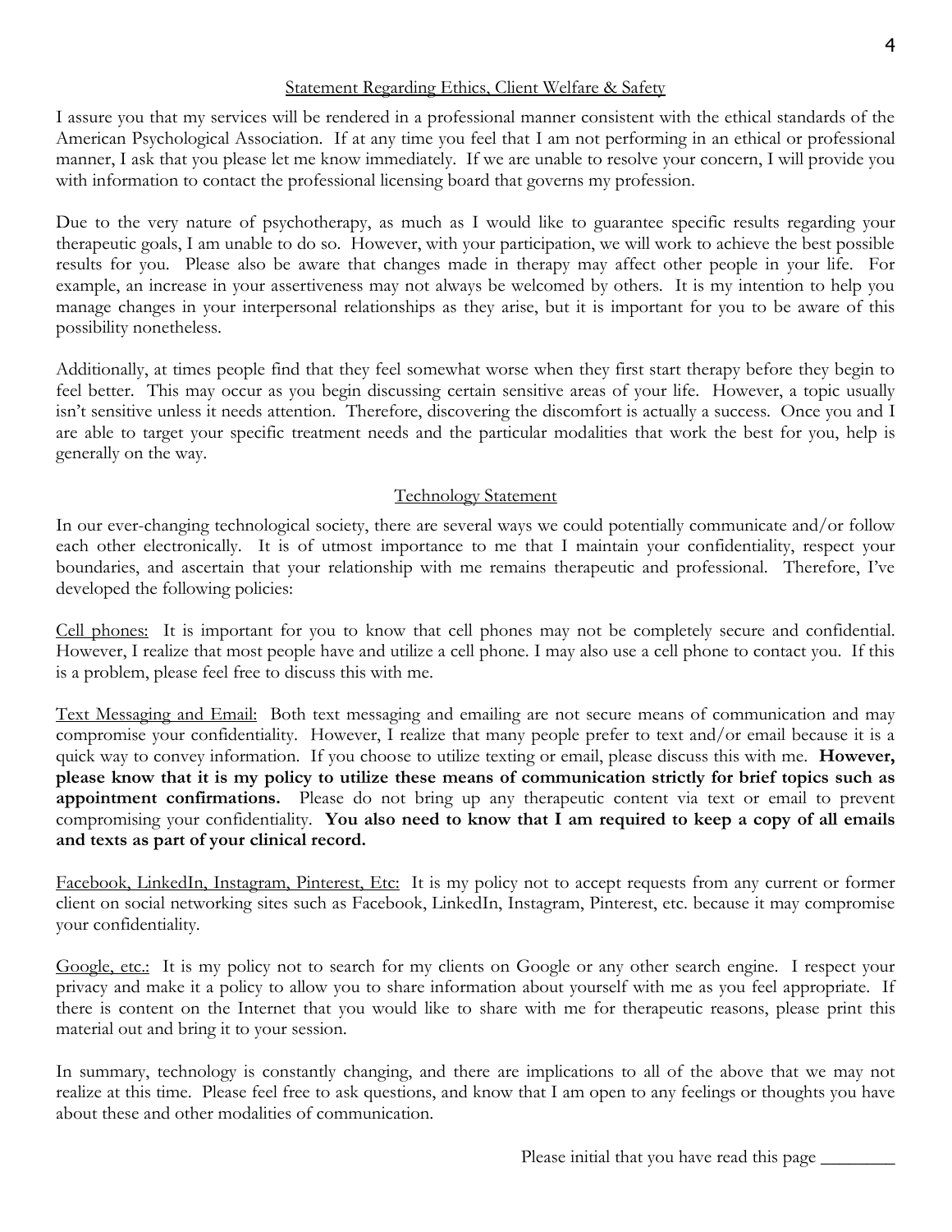## Statement Regarding Ethics, Client Welfare & Safety

I assure you that my services will be rendered in a professional manner consistent with the ethical standards of the American Psychological Association. If at any time you feel that I am not performing in an ethical or professional manner, I ask that you please let me know immediately. If we are unable to resolve your concern, I will provide you with information to contact the professional licensing board that governs my profession.

Due to the very nature of psychotherapy, as much as I would like to guarantee specific results regarding your therapeutic goals, I am unable to do so. However, with your participation, we will work to achieve the best possible results for you. Please also be aware that changes made in therapy may affect other people in your life. For example, an increase in your assertiveness may not always be welcomed by others. It is my intention to help you manage changes in your interpersonal relationships as they arise, but it is important for you to be aware of this possibility nonetheless.

Additionally, at times people find that they feel somewhat worse when they first start therapy before they begin to feel better. This may occur as you begin discussing certain sensitive areas of your life. However, a topic usually isn't sensitive unless it needs attention. Therefore, discovering the discomfort is actually a success. Once you and I are able to target your specific treatment needs and the particular modalities that work the best for you, help is generally on the way.

## Technology Statement

In our ever-changing technological society, there are several ways we could potentially communicate and/or follow each other electronically. It is of utmost importance to me that I maintain your confidentiality, respect your boundaries, and ascertain that your relationship with me remains therapeutic and professional. Therefore, I've developed the following policies:

Cell phones: It is important for you to know that cell phones may not be completely secure and confidential. However, I realize that most people have and utilize a cell phone. I may also use a cell phone to contact you. If this is a problem, please feel free to discuss this with me.

Text Messaging and Email: Both text messaging and emailing are not secure means of communication and may compromise your confidentiality. However, I realize that many people prefer to text and/or email because it is a quick way to convey information. If you choose to utilize texting or email, please discuss this with me. **However, please know that it is my policy to utilize these means of communication strictly for brief topics such as appointment confirmations.** Please do not bring up any therapeutic content via text or email to prevent compromising your confidentiality. **You also need to know that I am required to keep a copy of all emails and texts as part of your clinical record.**

Facebook, LinkedIn, Instagram, Pinterest, Etc: It is my policy not to accept requests from any current or former client on social networking sites such as Facebook, LinkedIn, Instagram, Pinterest, etc. because it may compromise your confidentiality.

Google, etc.: It is my policy not to search for my clients on Google or any other search engine. I respect your privacy and make it a policy to allow you to share information about yourself with me as you feel appropriate. If there is content on the Internet that you would like to share with me for therapeutic reasons, please print this material out and bring it to your session.

In summary, technology is constantly changing, and there are implications to all of the above that we may not realize at this time. Please feel free to ask questions, and know that I am open to any feelings or thoughts you have about these and other modalities of communication.

Please initial that you have read this page ________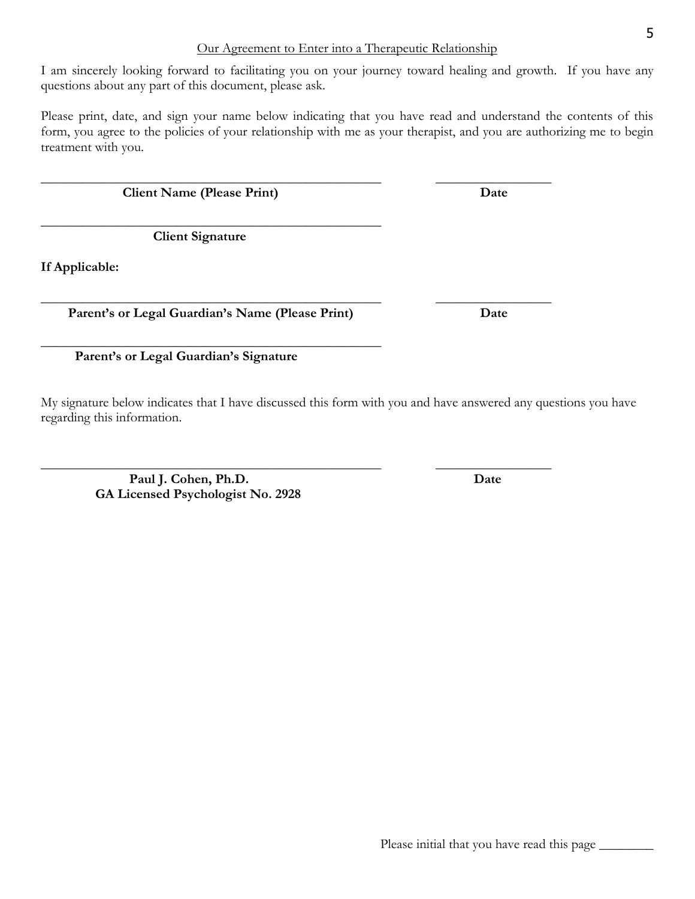Our Agreement to Enter into a Therapeutic Relationship

I am sincerely looking forward to facilitating you on your journey toward healing and growth. If you have any questions about any part of this document, please ask.

Please print, date, and sign your name below indicating that you have read and understand the contents of this form, you agree to the policies of your relationship with me as your therapist, and you are authorizing me to begin treatment with you.

_______________________________________________ _______________

**Client Name (Please Print)** **Date**

_______________________________________________

**Client Signature**

**If Applicable:**

_______________________________________________ _______________

**Parent's or Legal Guardian's Name (Please Print)** **Date**

_______________________________________________

**Parent's or Legal Guardian's Signature**

My signature below indicates that I have discussed this form with you and have answered any questions you have regarding this information.

_______________________________________________ _______________

**Paul J. Cohen, Ph.D.** **Date**
**GA Licensed Psychologist No. 2928**

Please initial that you have read this page ________